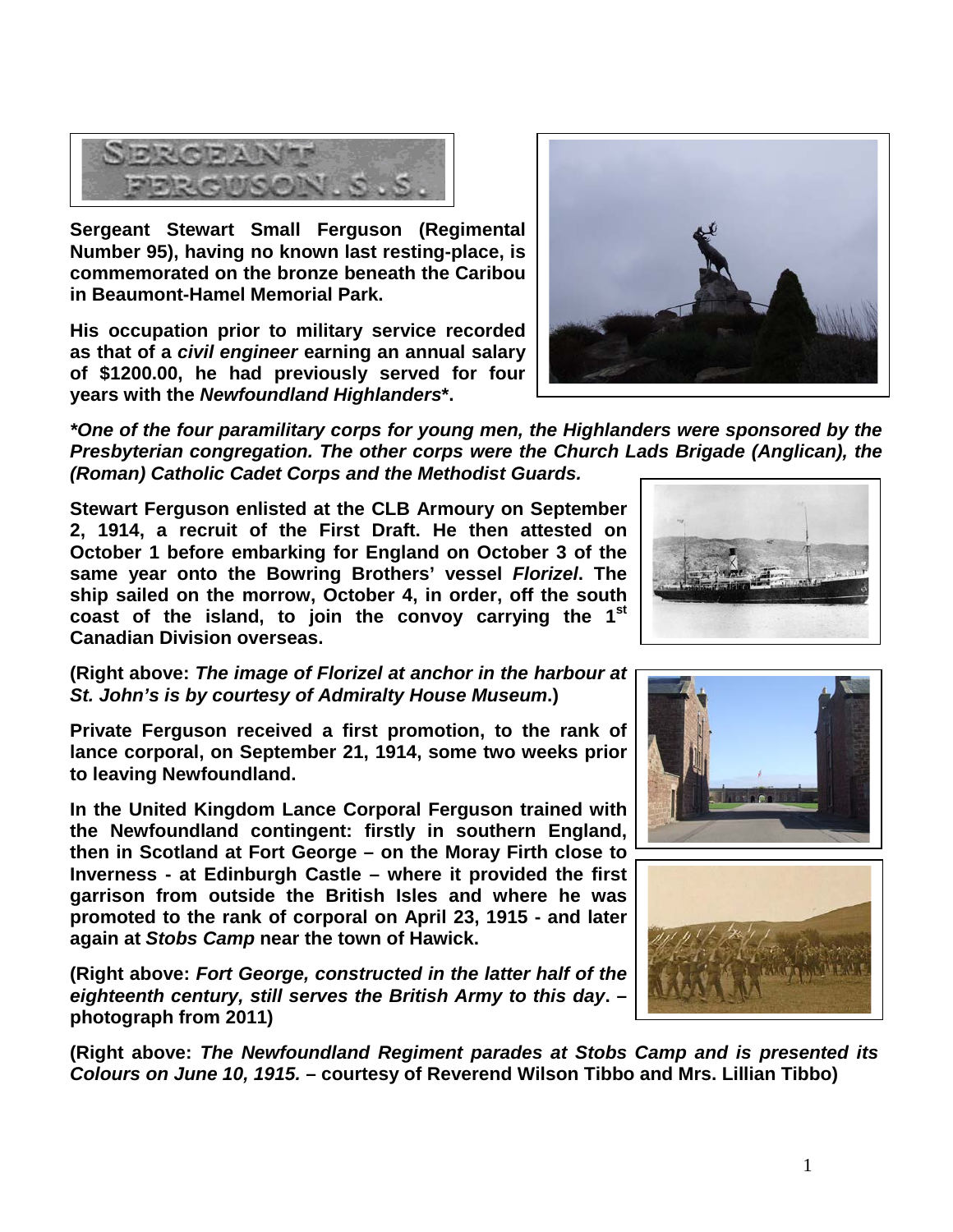**Sergeant Stewart Small Ferguson (Regimental Number 95), having no known last resting-place, is commemorated on the bronze beneath the Caribou in Beaumont-Hamel Memorial Park.**

**His occupation prior to military service recorded as that of a *civil engineer* earning an annual salary of $1200.00, he had previously served for four years with the *Newfoundland Highlanders*\*.**

***\*One of the four paramilitary corps for young men, the Highlanders were sponsored by the Presbyterian congregation. The other corps were the Church Lads Brigade (Anglican), the (Roman) Catholic Cadet Corps and the Methodist Guards.***

**Stewart Ferguson enlisted at the CLB Armoury on September 2, 1914, a recruit of the First Draft. He then attested on October 1 before embarking for England on October 3 of the same year onto the Bowring Brothers' vessel *Florizel*. The ship sailed on the morrow, October 4, in order, off the south coast of the island, to join the convoy carrying the 1st Canadian Division overseas.**

**(Right above: *The image of Florizel at anchor in the harbour at St. John's is by courtesy of Admiralty House Museum*.)**

**Private Ferguson received a first promotion, to the rank of lance corporal, on September 21, 1914, some two weeks prior to leaving Newfoundland.**

**In the United Kingdom Lance Corporal Ferguson trained with the Newfoundland contingent: firstly in southern England, then in Scotland at Fort George – on the Moray Firth close to Inverness - at Edinburgh Castle – where it provided the first garrison from outside the British Isles and where he was promoted to the rank of corporal on April 23, 1915 - and later again at *Stobs Camp* near the town of Hawick.**

**(Right above: *Fort George, constructed in the latter half of the eighteenth century, still serves the British Army to this day*. – photograph from 2011)**

**(Right above: *The Newfoundland Regiment parades at Stobs Camp and is presented its Colours on June 10, 1915.* – courtesy of Reverend Wilson Tibbo and Mrs. Lillian Tibbo)**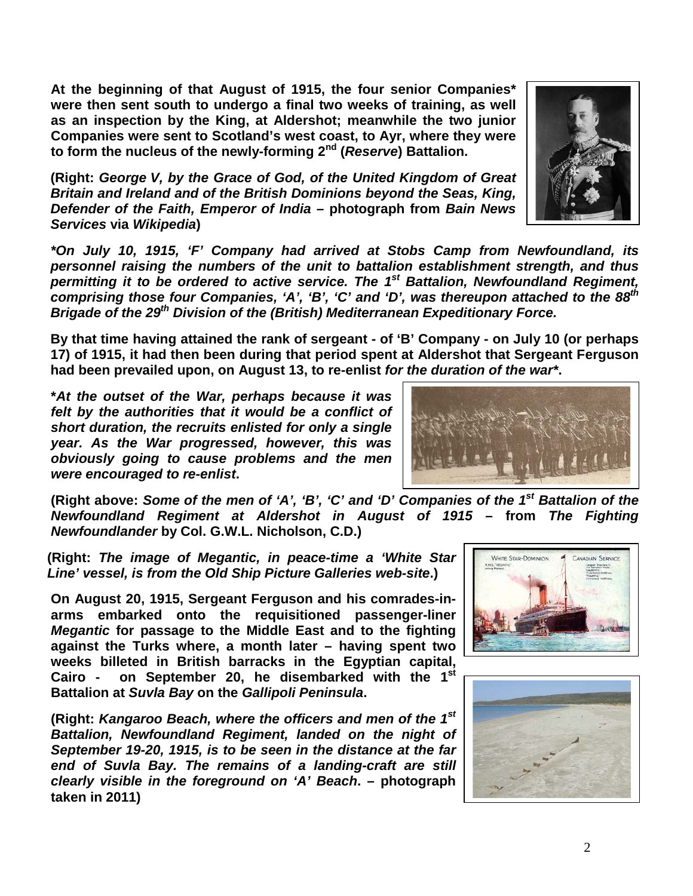**At the beginning of that August of 1915, the four senior Companies* were then sent south to undergo a final two weeks of training, as well as an inspection by the King, at Aldershot; meanwhile the two junior Companies were sent to Scotland's west coast, to Ayr, where they were to form the nucleus of the newly-forming 2nd (*Reserve*) Battalion.**

**(Right: *George V, by the Grace of God, of the United Kingdom of Great Britain and Ireland and of the British Dominions beyond the Seas, King, Defender of the Faith, Emperor of India* – photograph from *Bain News Services* via *Wikipedia*)**

***\*On July 10, 1915, 'F' Company had arrived at Stobs Camp from Newfoundland, its personnel raising the numbers of the unit to battalion establishment strength, and thus permitting it to be ordered to active service. The 1st Battalion, Newfoundland Regiment, comprising those four Companies, 'A', 'B', 'C' and 'D', was thereupon attached to the 88th Brigade of the 29th Division of the (British) Mediterranean Expeditionary Force.***

**By that time having attained the rank of sergeant - of 'B' Company - on July 10 (or perhaps 17) of 1915, it had then been during that period spent at Aldershot that Sergeant Ferguson had been prevailed upon, on August 13, to re-enlist *for the duration of the war****.**

***\*At the outset of the War, perhaps because it was felt by the authorities that it would be a conflict of short duration, the recruits enlisted for only a single year. As the War progressed, however, this was obviously going to cause problems and the men were encouraged to re-enlist*.**

**(Right above: *Some of the men of 'A', 'B', 'C' and 'D' Companies of the 1st Battalion of the Newfoundland Regiment at Aldershot in August of 1915* – from *The Fighting Newfoundlander* by Col. G.W.L. Nicholson, C.D.)**

**(Right: *The image of Megantic, in peace-time a 'White Star Line' vessel, is from the Old Ship Picture Galleries web-site*.)**

**On August 20, 1915, Sergeant Ferguson and his comrades-in-arms embarked onto the requisitioned passenger-liner *Megantic* for passage to the Middle East and to the fighting against the Turks where, a month later – having spent two weeks billeted in British barracks in the Egyptian capital, Cairo - on September 20, he disembarked with the 1st Battalion at *Suvla Bay* on the *Gallipoli Peninsula*.**

**(Right: *Kangaroo Beach, where the officers and men of the 1st Battalion, Newfoundland Regiment, landed on the night of September 19-20, 1915, is to be seen in the distance at the far end of Suvla Bay. The remains of a landing-craft are still clearly visible in the foreground on 'A' Beach*. – photograph taken in 2011)**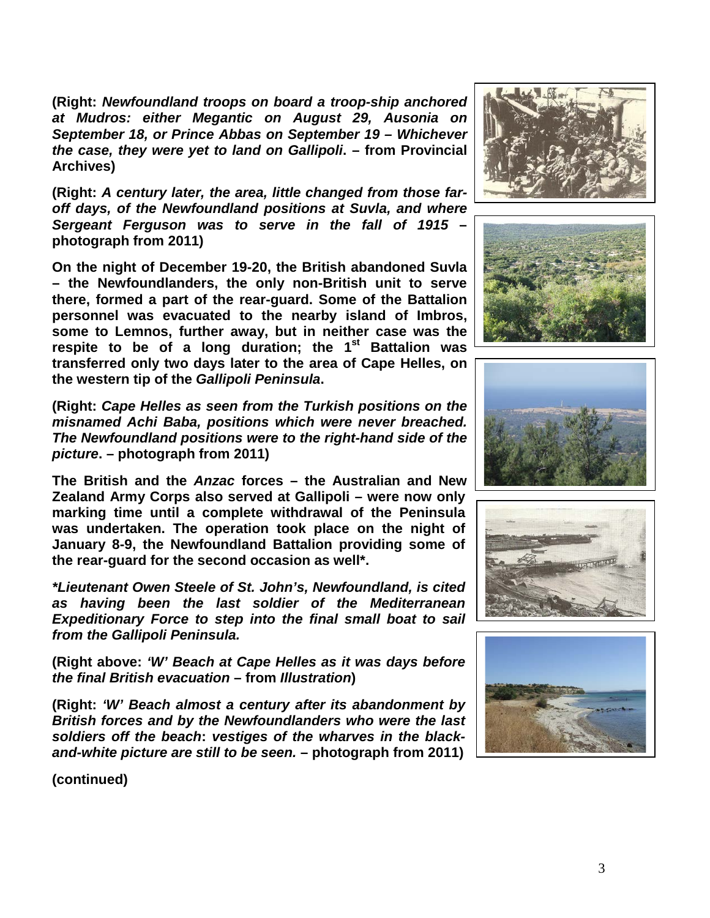**(Right:** ***Newfoundland troops on board a troop-ship anchored at Mudros: either Megantic on August 29, Ausonia on September 18, or Prince Abbas on September 19 – Whichever the case, they were yet to land on Gallipoli*****. – from Provincial Archives)**

**(Right:** ***A century later, the area, little changed from those far-off days, of the Newfoundland positions at Suvla, and where Sergeant Ferguson was to serve in the fall of 1915*** **– photograph from 2011)**

**On the night of December 19-20, the British abandoned Suvla – the Newfoundlanders, the only non-British unit to serve there, formed a part of the rear-guard. Some of the Battalion personnel was evacuated to the nearby island of Imbros, some to Lemnos, further away, but in neither case was the respite to be of a long duration; the 1st Battalion was transferred only two days later to the area of Cape Helles, on the western tip of the** ***Gallipoli Peninsula*****.**

**(Right:** ***Cape Helles as seen from the Turkish positions on the misnamed Achi Baba, positions which were never breached. The Newfoundland positions were to the right-hand side of the picture*****. – photograph from 2011)**

**The British and the** ***Anzac*** **forces – the Australian and New Zealand Army Corps also served at Gallipoli – were now only marking time until a complete withdrawal of the Peninsula was undertaken. The operation took place on the night of January 8-9, the Newfoundland Battalion providing some of the rear-guard for the second occasion as well*.**

***\*Lieutenant Owen Steele of St. John's, Newfoundland, is cited as having been the last soldier of the Mediterranean Expeditionary Force to step into the final small boat to sail from the Gallipoli Peninsula.***

**(Right above:** ***'W' Beach at Cape Helles as it was days before the final British evacuation*** **– from** ***Illustration*****)**

**(Right:** ***'W' Beach almost a century after its abandonment by British forces and by the Newfoundlanders who were the last soldiers off the beach*****:** ***vestiges of the wharves in the black-and-white picture are still to be seen.*** **– photograph from 2011)**

**(continued)**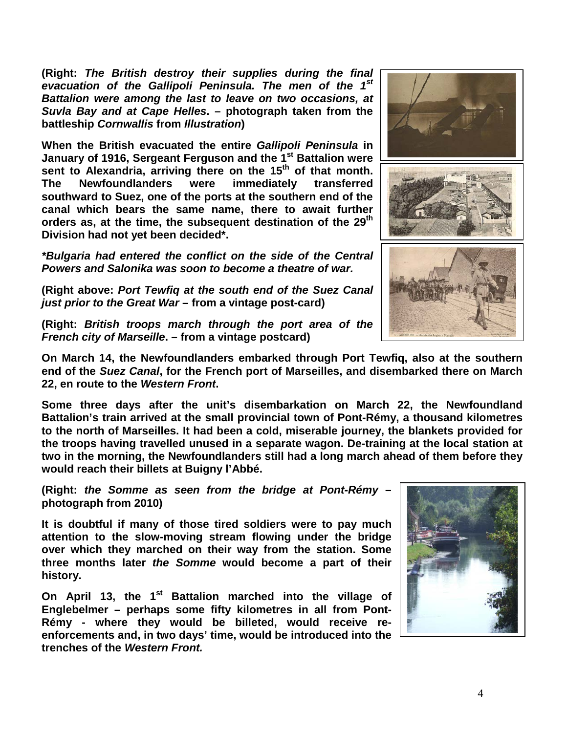**(Right: *The British destroy their supplies during the final evacuation of the Gallipoli Peninsula. The men of the 1st Battalion were among the last to leave on two occasions, at Suvla Bay and at Cape Helles*. – photograph taken from the battleship *Cornwallis* from *Illustration*)**

**When the British evacuated the entire *Gallipoli Peninsula* in January of 1916, Sergeant Ferguson and the 1st Battalion were sent to Alexandria, arriving there on the 15th of that month. The Newfoundlanders were immediately transferred southward to Suez, one of the ports at the southern end of the canal which bears the same name, there to await further orders as, at the time, the subsequent destination of the 29th Division had not yet been decided*.**

***\*Bulgaria had entered the conflict on the side of the Central Powers and Salonika was soon to become a theatre of war.***

**(Right above: *Port Tewfiq at the south end of the Suez Canal just prior to the Great War* – from a vintage post-card)**

**(Right: *British troops march through the port area of the French city of Marseille*. – from a vintage postcard)**

**On March 14, the Newfoundlanders embarked through Port Tewfiq, also at the southern end of the *Suez Canal*, for the French port of Marseilles, and disembarked there on March 22, en route to the *Western Front*.**

**Some three days after the unit's disembarkation on March 22, the Newfoundland Battalion's train arrived at the small provincial town of Pont-Rémy, a thousand kilometres to the north of Marseilles. It had been a cold, miserable journey, the blankets provided for the troops having travelled unused in a separate wagon. De-training at the local station at two in the morning, the Newfoundlanders still had a long march ahead of them before they would reach their billets at Buigny l'Abbé.**

**(Right: *the Somme as seen from the bridge at Pont-Rémy* – photograph from 2010)**

**It is doubtful if many of those tired soldiers were to pay much attention to the slow-moving stream flowing under the bridge over which they marched on their way from the station. Some three months later *the Somme* would become a part of their history.**

**On April 13, the 1st Battalion marched into the village of Englebelmer – perhaps some fifty kilometres in all from Pont-Rémy - where they would be billeted, would receive re-enforcements and, in two days' time, would be introduced into the trenches of the *Western Front.***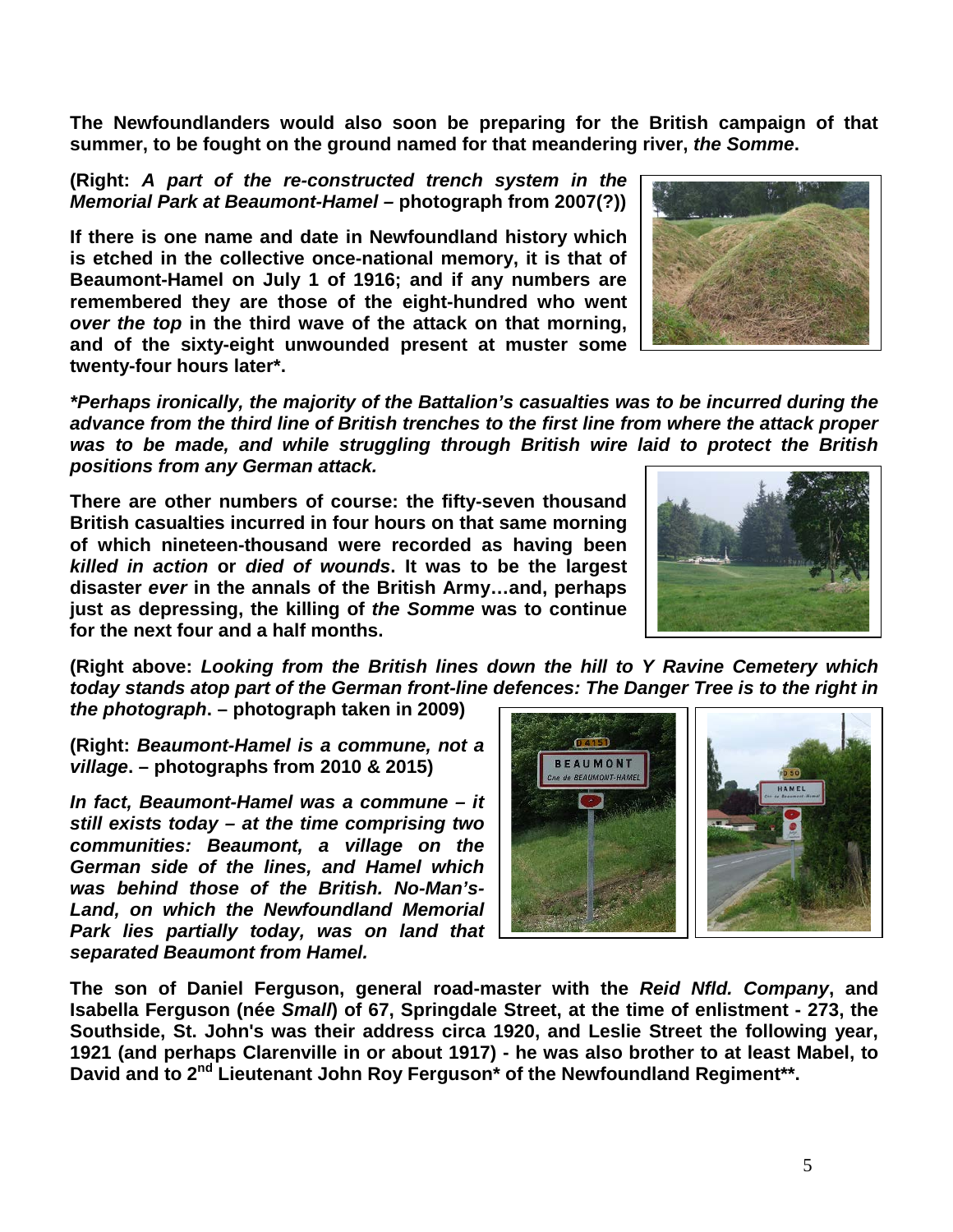**The Newfoundlanders would also soon be preparing for the British campaign of that summer, to be fought on the ground named for that meandering river, *the Somme*.**

**(Right: *A part of the re-constructed trench system in the Memorial Park at Beaumont-Hamel* – photograph from 2007(?))**

**If there is one name and date in Newfoundland history which is etched in the collective once-national memory, it is that of Beaumont-Hamel on July 1 of 1916; and if any numbers are remembered they are those of the eight-hundred who went *over the top* in the third wave of the attack on that morning, and of the sixty-eight unwounded present at muster some twenty-four hours later*.**

***\*Perhaps ironically, the majority of the Battalion's casualties was to be incurred during the advance from the third line of British trenches to the first line from where the attack proper was to be made, and while struggling through British wire laid to protect the British positions from any German attack.***

**There are other numbers of course: the fifty-seven thousand British casualties incurred in four hours on that same morning of which nineteen-thousand were recorded as having been *killed in action* or *died of wounds*. It was to be the largest disaster *ever* in the annals of the British Army…and, perhaps just as depressing, the killing of *the Somme* was to continue for the next four and a half months.**

**(Right above: *Looking from the British lines down the hill to Y Ravine Cemetery which today stands atop part of the German front-line defences: The Danger Tree is to the right in the photograph*. – photograph taken in 2009)**

**(Right: *Beaumont-Hamel is a commune, not a village*. – photographs from 2010 & 2015)**

***In fact, Beaumont-Hamel was a commune – it still exists today – at the time comprising two communities: Beaumont, a village on the German side of the lines, and Hamel which was behind those of the British. No-Man's-Land, on which the Newfoundland Memorial Park lies partially today, was on land that separated Beaumont from Hamel.***

**The son of Daniel Ferguson, general road-master with the *Reid Nfld. Company*, and Isabella Ferguson (née *Small*) of 67, Springdale Street, at the time of enlistment - 273, the Southside, St. John's was their address circa 1920, and Leslie Street the following year, 1921 (and perhaps Clarenville in or about 1917) - he was also brother to at least Mabel, to David and to 2nd Lieutenant John Roy Ferguson* of the Newfoundland Regiment**.**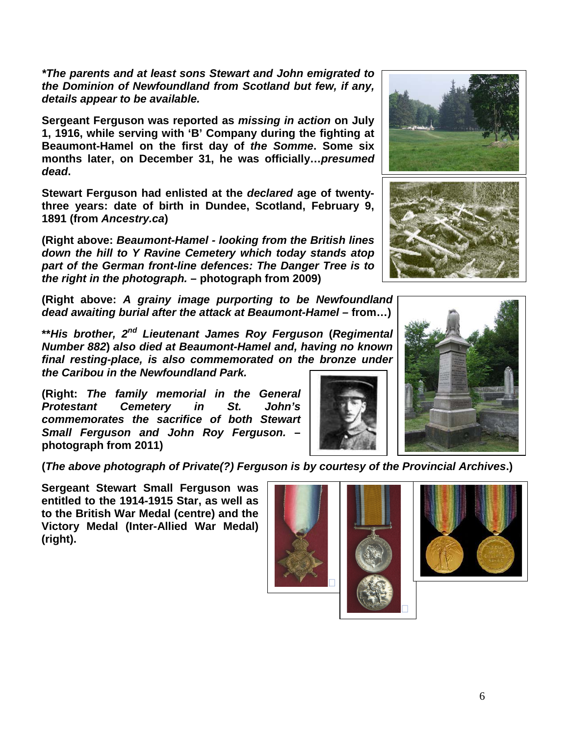***The parents and at least sons Stewart and John emigrated to the Dominion of Newfoundland from Scotland but few, if any, details appear to be available.***

**Sergeant Ferguson was reported as *missing in action* on July 1, 1916, while serving with 'B' Company during the fighting at Beaumont-Hamel on the first day of *the Somme*. Some six months later, on December 31, he was officially…*presumed dead*.**

**Stewart Ferguson had enlisted at the *declared* age of twenty-three years: date of birth in Dundee, Scotland, February 9, 1891 (from *Ancestry.ca*)**

**(Right above: *Beaumont-Hamel - looking from the British lines down the hill to Y Ravine Cemetery which today stands atop part of the German front-line defences: The Danger Tree is to the right in the photograph.* – photograph from 2009)**

**(Right above: *A grainy image purporting to be Newfoundland dead awaiting burial after the attack at Beaumont-Hamel* – from…)**

****His brother, 2nd Lieutenant James Roy Ferguson (*Regimental Number 882*) also died at Beaumont-Hamel and, having no known final resting-place, is also commemorated on the bronze under the Caribou in the Newfoundland Park.***

**(Right: *The family memorial in the General Protestant Cemetery in St. John's commemorates the sacrifice of both Stewart Small Ferguson and John Roy Ferguson.* – photograph from 2011)**

**(*The above photograph of Private(?) Ferguson is by courtesy of the Provincial Archives*.)**

**Sergeant Stewart Small Ferguson was entitled to the 1914-1915 Star, as well as to the British War Medal (centre) and the Victory Medal (Inter-Allied War Medal) (right).**